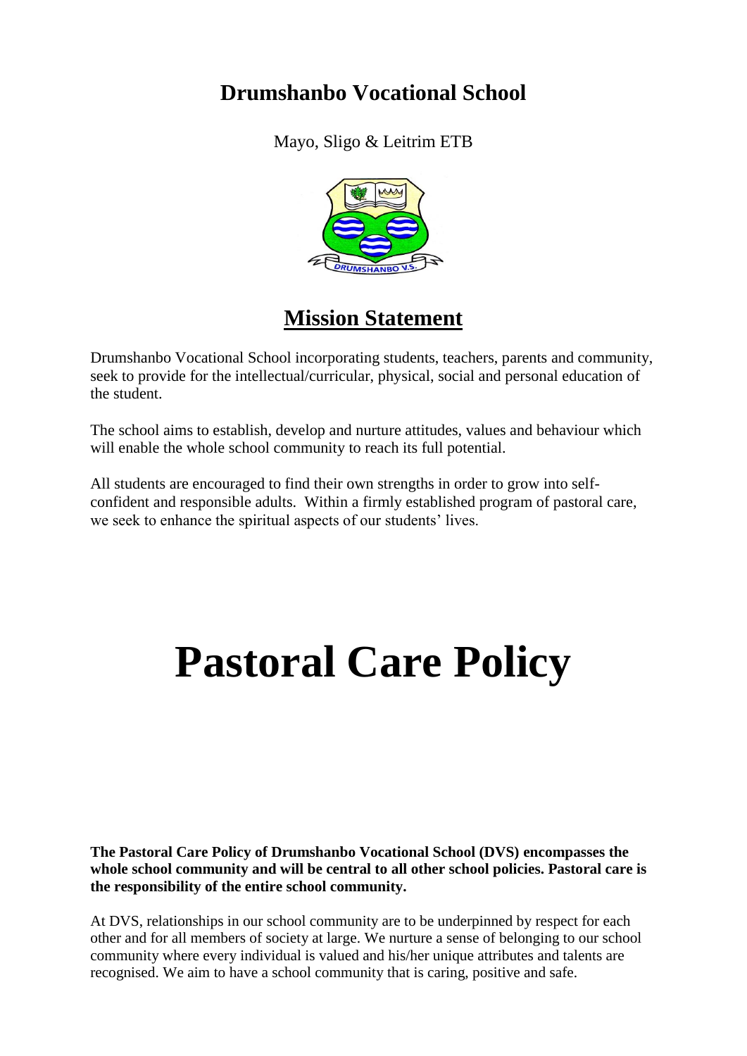# Drumshanbo Vocational School

Mayo, Sligo & Leitrim ETB

## Mission Statement

Drumshanbo Vocational School incorporating students, teachers, parents and community, seek to provide for the intellectual/curricular, physical, social and personal education of the student.

The school aims to establish, develop and nurture attitudes, values and behaviour which will enable the whole school community to reach its full potential.

All students are encouraged to find their own strengths in order to grow into self-confident and responsible adults. Within a firmly established program of pastoral care, we seek to enhance the spiritual aspects of our students' lives.

# Pastoral Care Policy

**The Pastoral Care Policy of Drumshanbo Vocational School (DVS) encompasses the whole school community and will be central to all other school policies. Pastoral care is the responsibility of the entire school community.**

At DVS, relationships in our school community are to be underpinned by respect for each other and for all members of society at large. We nurture a sense of belonging to our school community where every individual is valued and his/her unique attributes and talents are recognised. We aim to have a school community that is caring, positive and safe.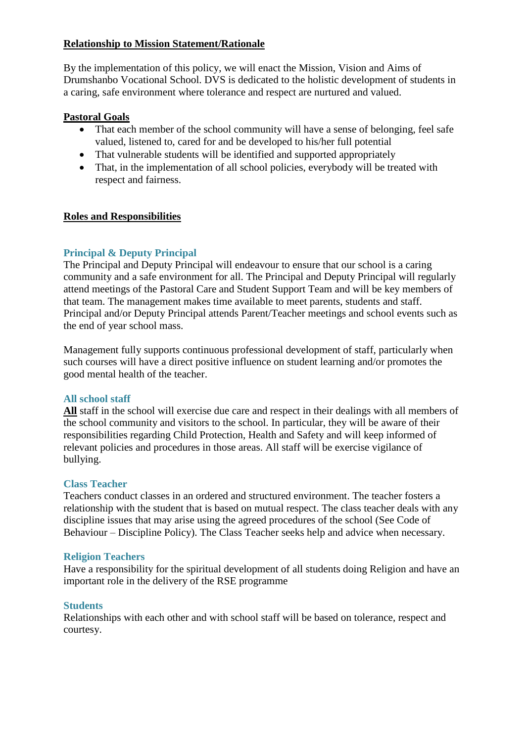## Relationship to Mission Statement/Rationale

By the implementation of this policy, we will enact the Mission, Vision and Aims of Drumshanbo Vocational School. DVS is dedicated to the holistic development of students in a caring, safe environment where tolerance and respect are nurtured and valued.

## Pastoral Goals

- That each member of the school community will have a sense of belonging, feel safe valued, listened to, cared for and be developed to his/her full potential
- That vulnerable students will be identified and supported appropriately
- That, in the implementation of all school policies, everybody will be treated with respect and fairness.

## Roles and Responsibilities

### Principal & Deputy Principal

The Principal and Deputy Principal will endeavour to ensure that our school is a caring community and a safe environment for all. The Principal and Deputy Principal will regularly attend meetings of the Pastoral Care and Student Support Team and will be key members of that team. The management makes time available to meet parents, students and staff. Principal and/or Deputy Principal attends Parent/Teacher meetings and school events such as the end of year school mass.

Management fully supports continuous professional development of staff, particularly when such courses will have a direct positive influence on student learning and/or promotes the good mental health of the teacher.

### All school staff

**All** staff in the school will exercise due care and respect in their dealings with all members of the school community and visitors to the school. In particular, they will be aware of their responsibilities regarding Child Protection, Health and Safety and will keep informed of relevant policies and procedures in those areas. All staff will be exercise vigilance of bullying.

### Class Teacher

Teachers conduct classes in an ordered and structured environment. The teacher fosters a relationship with the student that is based on mutual respect. The class teacher deals with any discipline issues that may arise using the agreed procedures of the school (See Code of Behaviour – Discipline Policy). The Class Teacher seeks help and advice when necessary.

### Religion Teachers

Have a responsibility for the spiritual development of all students doing Religion and have an important role in the delivery of the RSE programme

### Students

Relationships with each other and with school staff will be based on tolerance, respect and courtesy.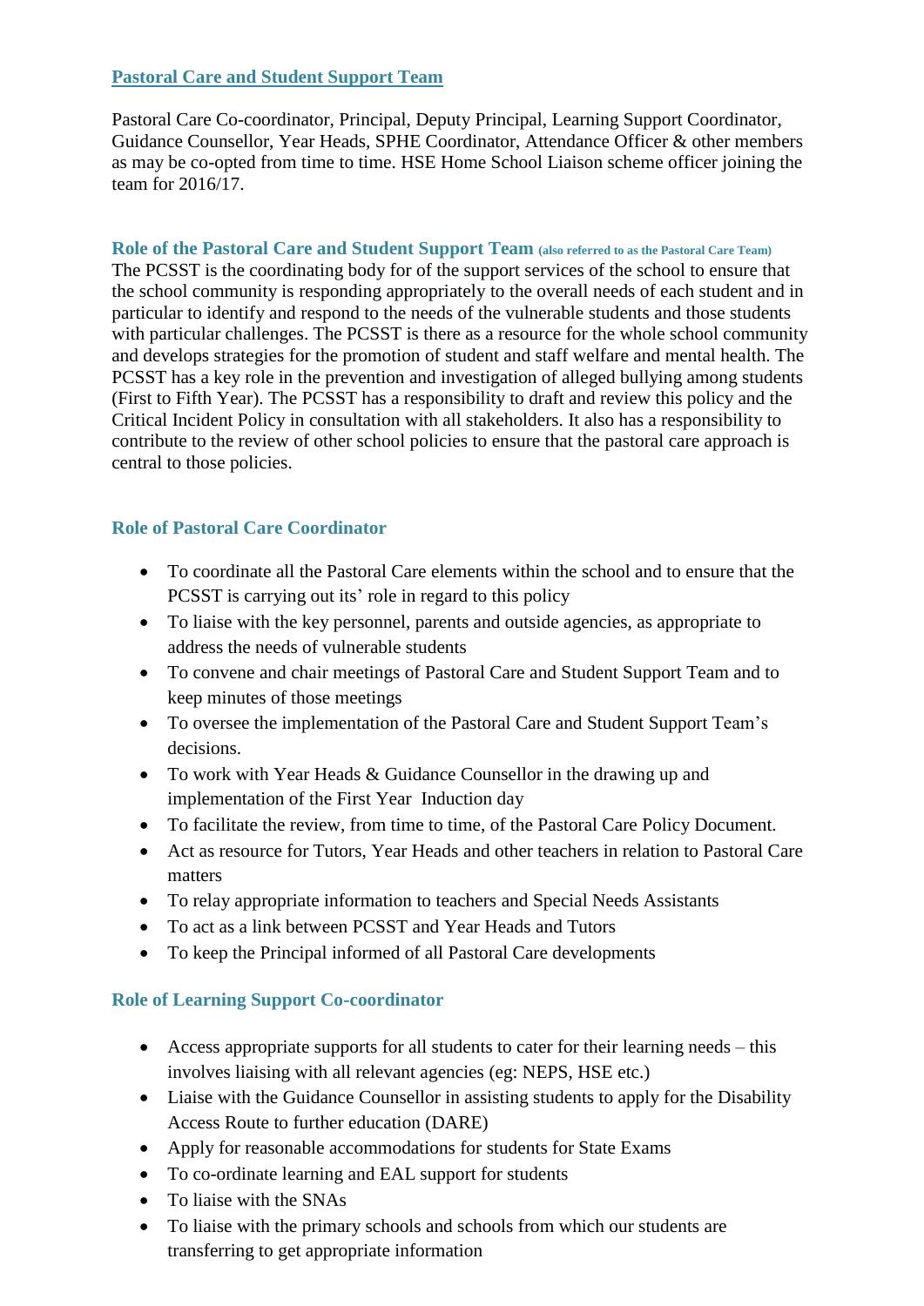## Pastoral Care and Student Support Team

Pastoral Care Co-coordinator, Principal, Deputy Principal, Learning Support Coordinator, Guidance Counsellor, Year Heads, SPHE Coordinator, Attendance Officer & other members as may be co-opted from time to time. HSE Home School Liaison scheme officer joining the team for 2016/17.

### Role of the Pastoral Care and Student Support Team (also referred to as the Pastoral Care Team)

The PCSST is the coordinating body for of the support services of the school to ensure that the school community is responding appropriately to the overall needs of each student and in particular to identify and respond to the needs of the vulnerable students and those students with particular challenges. The PCSST is there as a resource for the whole school community and develops strategies for the promotion of student and staff welfare and mental health. The PCSST has a key role in the prevention and investigation of alleged bullying among students (First to Fifth Year). The PCSST has a responsibility to draft and review this policy and the Critical Incident Policy in consultation with all stakeholders. It also has a responsibility to contribute to the review of other school policies to ensure that the pastoral care approach is central to those policies.

### Role of Pastoral Care Coordinator

- To coordinate all the Pastoral Care elements within the school and to ensure that the PCSST is carrying out its' role in regard to this policy
- To liaise with the key personnel, parents and outside agencies, as appropriate to address the needs of vulnerable students
- To convene and chair meetings of Pastoral Care and Student Support Team and to keep minutes of those meetings
- To oversee the implementation of the Pastoral Care and Student Support Team's decisions.
- To work with Year Heads & Guidance Counsellor in the drawing up and implementation of the First Year Induction day
- To facilitate the review, from time to time, of the Pastoral Care Policy Document.
- Act as resource for Tutors, Year Heads and other teachers in relation to Pastoral Care matters
- To relay appropriate information to teachers and Special Needs Assistants
- To act as a link between PCSST and Year Heads and Tutors
- To keep the Principal informed of all Pastoral Care developments

### Role of Learning Support Co-coordinator

- Access appropriate supports for all students to cater for their learning needs – this involves liaising with all relevant agencies (eg: NEPS, HSE etc.)
- Liaise with the Guidance Counsellor in assisting students to apply for the Disability Access Route to further education (DARE)
- Apply for reasonable accommodations for students for State Exams
- To co-ordinate learning and EAL support for students
- To liaise with the SNAs
- To liaise with the primary schools and schools from which our students are transferring to get appropriate information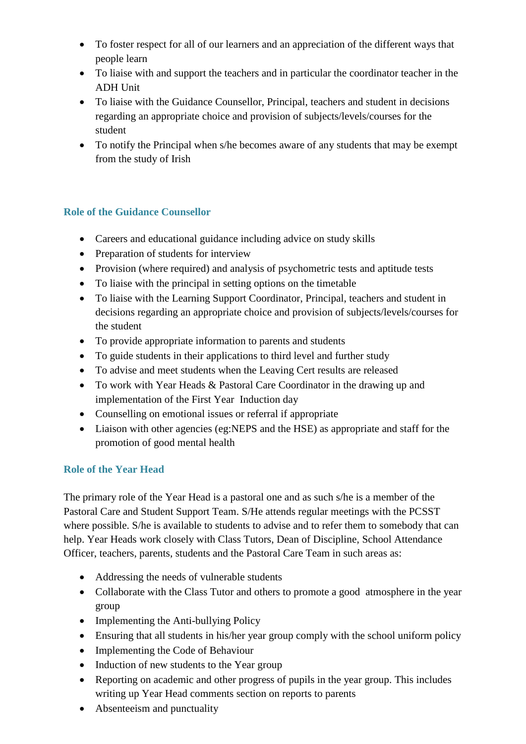- To foster respect for all of our learners and an appreciation of the different ways that people learn
- To liaise with and support the teachers and in particular the coordinator teacher in the ADH Unit
- To liaise with the Guidance Counsellor, Principal, teachers and student in decisions regarding an appropriate choice and provision of subjects/levels/courses for the student
- To notify the Principal when s/he becomes aware of any students that may be exempt from the study of Irish

### Role of the Guidance Counsellor

- Careers and educational guidance including advice on study skills
- Preparation of students for interview
- Provision (where required) and analysis of psychometric tests and aptitude tests
- To liaise with the principal in setting options on the timetable
- To liaise with the Learning Support Coordinator, Principal, teachers and student in decisions regarding an appropriate choice and provision of subjects/levels/courses for the student
- To provide appropriate information to parents and students
- To guide students in their applications to third level and further study
- To advise and meet students when the Leaving Cert results are released
- To work with Year Heads & Pastoral Care Coordinator in the drawing up and implementation of the First Year Induction day
- Counselling on emotional issues or referral if appropriate
- Liaison with other agencies (eg:NEPS and the HSE) as appropriate and staff for the promotion of good mental health

### Role of the Year Head

The primary role of the Year Head is a pastoral one and as such s/he is a member of the Pastoral Care and Student Support Team. S/He attends regular meetings with the PCSST where possible. S/he is available to students to advise and to refer them to somebody that can help. Year Heads work closely with Class Tutors, Dean of Discipline, School Attendance Officer, teachers, parents, students and the Pastoral Care Team in such areas as:

- Addressing the needs of vulnerable students
- Collaborate with the Class Tutor and others to promote a good atmosphere in the year group
- Implementing the Anti-bullying Policy
- Ensuring that all students in his/her year group comply with the school uniform policy
- Implementing the Code of Behaviour
- Induction of new students to the Year group
- Reporting on academic and other progress of pupils in the year group. This includes writing up Year Head comments section on reports to parents
- Absenteeism and punctuality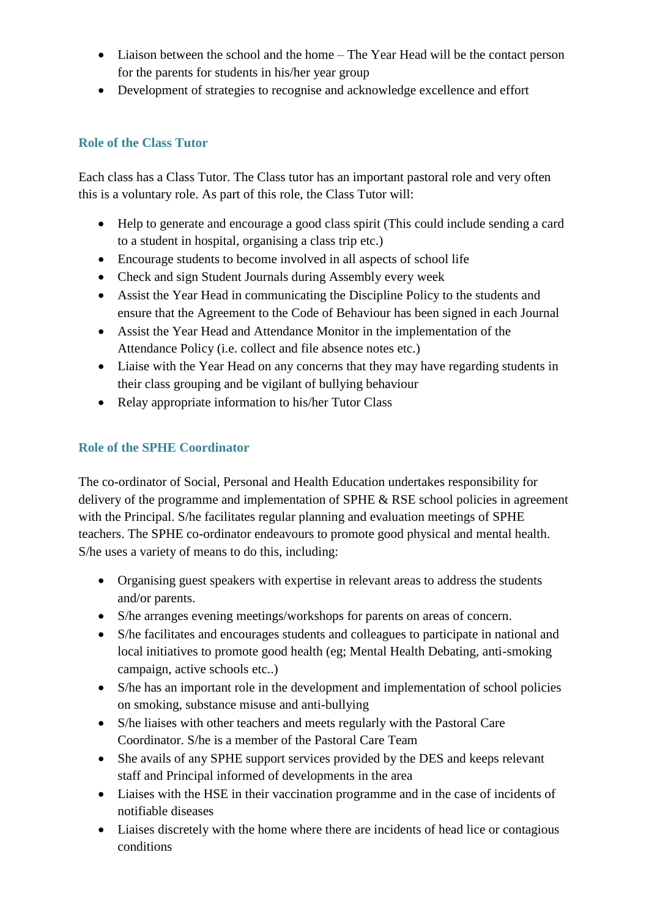- Liaison between the school and the home – The Year Head will be the contact person for the parents for students in his/her year group
- Development of strategies to recognise and acknowledge excellence and effort

## Role of the Class Tutor

Each class has a Class Tutor. The Class tutor has an important pastoral role and very often this is a voluntary role. As part of this role, the Class Tutor will:

- Help to generate and encourage a good class spirit (This could include sending a card to a student in hospital, organising a class trip etc.)
- Encourage students to become involved in all aspects of school life
- Check and sign Student Journals during Assembly every week
- Assist the Year Head in communicating the Discipline Policy to the students and ensure that the Agreement to the Code of Behaviour has been signed in each Journal
- Assist the Year Head and Attendance Monitor in the implementation of the Attendance Policy (i.e. collect and file absence notes etc.)
- Liaise with the Year Head on any concerns that they may have regarding students in their class grouping and be vigilant of bullying behaviour
- Relay appropriate information to his/her Tutor Class

## Role of the SPHE Coordinator

The co-ordinator of Social, Personal and Health Education undertakes responsibility for delivery of the programme and implementation of SPHE & RSE school policies in agreement with the Principal. S/he facilitates regular planning and evaluation meetings of SPHE teachers. The SPHE co-ordinator endeavours to promote good physical and mental health. S/he uses a variety of means to do this, including:

- Organising guest speakers with expertise in relevant areas to address the students and/or parents.
- S/he arranges evening meetings/workshops for parents on areas of concern.
- S/he facilitates and encourages students and colleagues to participate in national and local initiatives to promote good health (eg; Mental Health Debating, anti-smoking campaign, active schools etc..)
- S/he has an important role in the development and implementation of school policies on smoking, substance misuse and anti-bullying
- S/he liaises with other teachers and meets regularly with the Pastoral Care Coordinator. S/he is a member of the Pastoral Care Team
- She avails of any SPHE support services provided by the DES and keeps relevant staff and Principal informed of developments in the area
- Liaises with the HSE in their vaccination programme and in the case of incidents of notifiable diseases
- Liaises discretely with the home where there are incidents of head lice or contagious conditions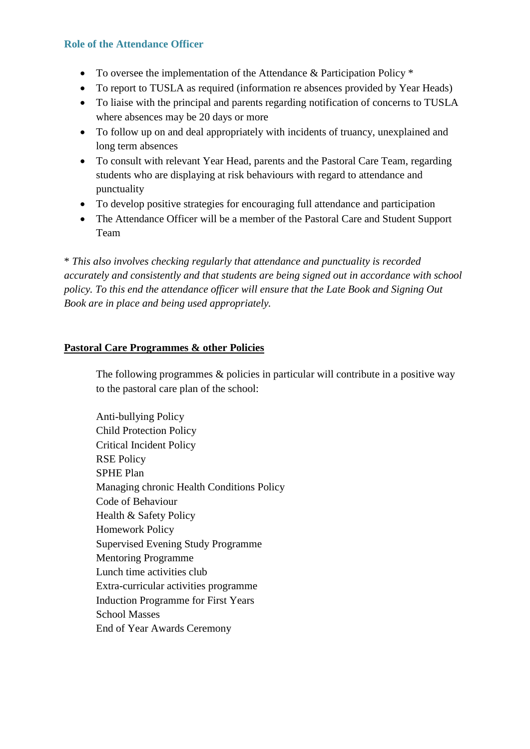### Role of the Attendance Officer

- To oversee the implementation of the Attendance & Participation Policy *
- To report to TUSLA as required (information re absences provided by Year Heads)
- To liaise with the principal and parents regarding notification of concerns to TUSLA where absences may be 20 days or more
- To follow up on and deal appropriately with incidents of truancy, unexplained and long term absences
- To consult with relevant Year Head, parents and the Pastoral Care Team, regarding students who are displaying at risk behaviours with regard to attendance and punctuality
- To develop positive strategies for encouraging full attendance and participation
- The Attendance Officer will be a member of the Pastoral Care and Student Support Team

*\* This also involves checking regularly that attendance and punctuality is recorded accurately and consistently and that students are being signed out in accordance with school policy. To this end the attendance officer will ensure that the Late Book and Signing Out Book are in place and being used appropriately.*

**<u>Pastoral Care Programmes & other Policies</u>**

The following programmes & policies in particular will contribute in a positive way to the pastoral care plan of the school:

Anti-bullying Policy
Child Protection Policy
Critical Incident Policy
RSE Policy
SPHE Plan
Managing chronic Health Conditions Policy
Code of Behaviour
Health & Safety Policy
Homework Policy
Supervised Evening Study Programme
Mentoring Programme
Lunch time activities club
Extra-curricular activities programme
Induction Programme for First Years
School Masses
End of Year Awards Ceremony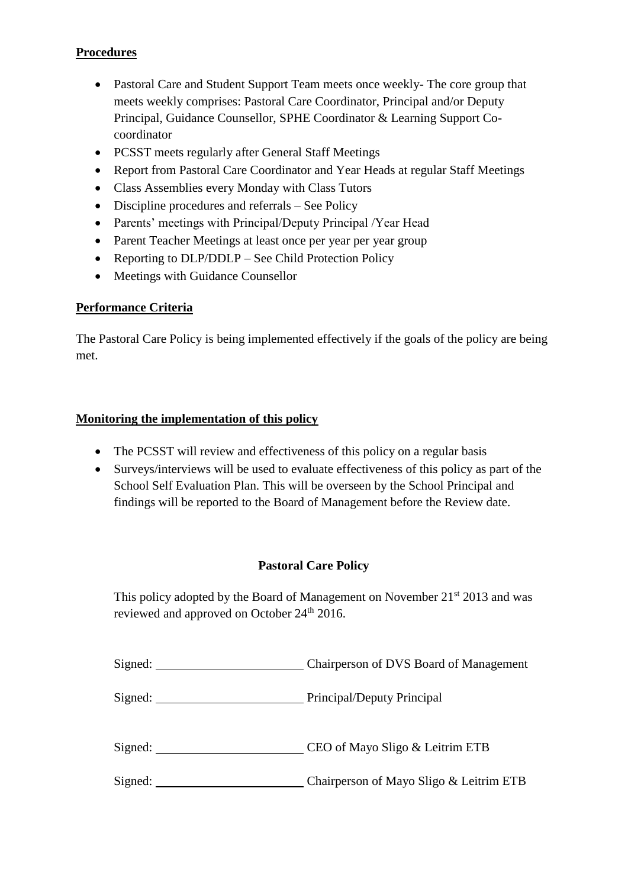**Procedures**

- Pastoral Care and Student Support Team meets once weekly- The core group that meets weekly comprises: Pastoral Care Coordinator, Principal and/or Deputy Principal, Guidance Counsellor, SPHE Coordinator & Learning Support Co-coordinator
- PCSST meets regularly after General Staff Meetings
- Report from Pastoral Care Coordinator and Year Heads at regular Staff Meetings
- Class Assemblies every Monday with Class Tutors
- Discipline procedures and referrals – See Policy
- Parents' meetings with Principal/Deputy Principal /Year Head
- Parent Teacher Meetings at least once per year per year group
- Reporting to DLP/DDLP – See Child Protection Policy
- Meetings with Guidance Counsellor

**Performance Criteria**

The Pastoral Care Policy is being implemented effectively if the goals of the policy are being met.

**Monitoring the implementation of this policy**

- The PCSST will review and effectiveness of this policy on a regular basis
- Surveys/interviews will be used to evaluate effectiveness of this policy as part of the School Self Evaluation Plan. This will be overseen by the School Principal and findings will be reported to the Board of Management before the Review date.

**Pastoral Care Policy**

This policy adopted by the Board of Management on November 21st 2013 and was reviewed and approved on October 24th 2016.

Signed: ______________________ Chairperson of DVS Board of Management

Signed: ______________________ Principal/Deputy Principal

Signed: ______________________ CEO of Mayo Sligo & Leitrim ETB

Signed: ______________________ Chairperson of Mayo Sligo & Leitrim ETB